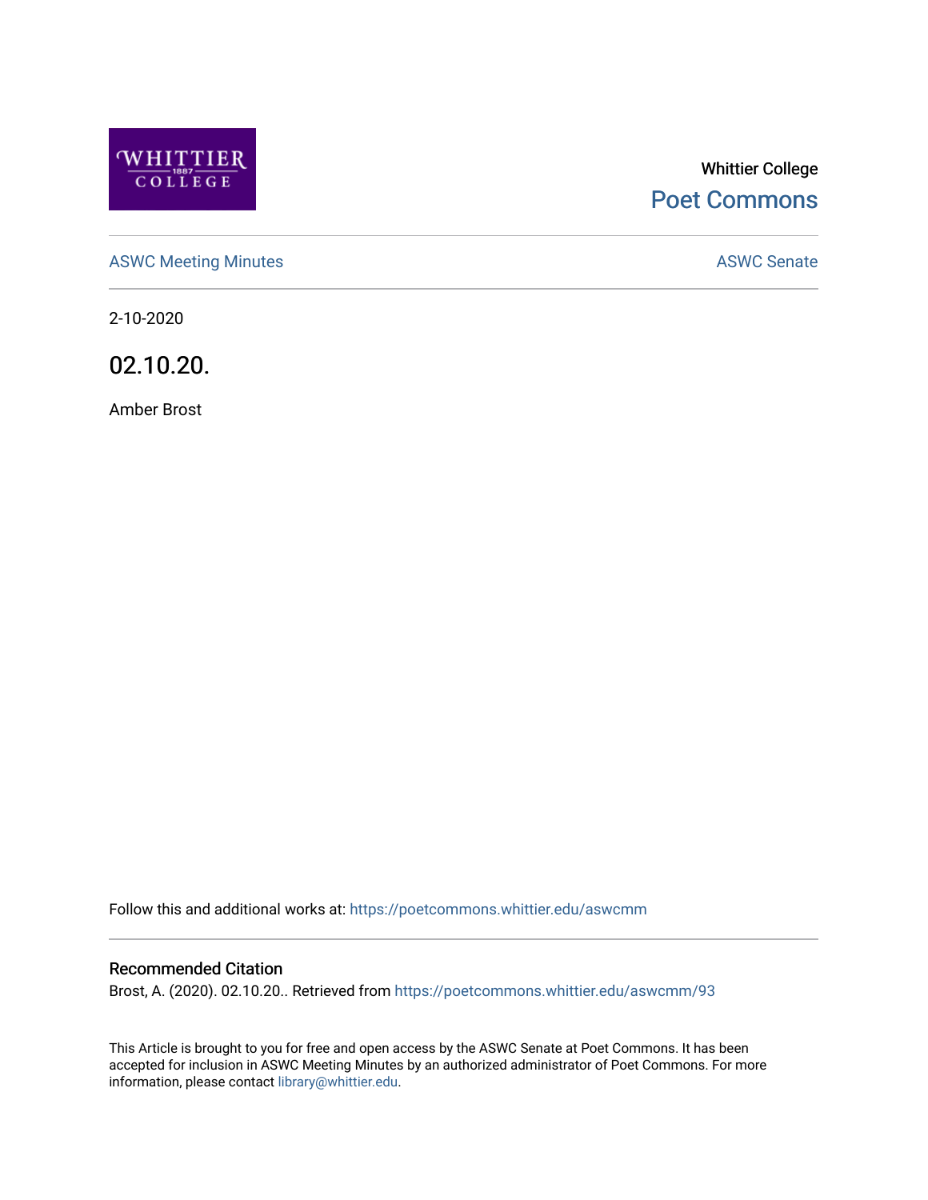Whittier College

Poet Commons

ASWC Meeting Minutes

ASWC Senate

2-10-2020

# 02.10.20.

Amber Brost

Follow this and additional works at: https://poetcommons.whittier.edu/aswcmm

### Recommended Citation

Brost, A. (2020). 02.10.20.. Retrieved from https://poetcommons.whittier.edu/aswcmm/93

This Article is brought to you for free and open access by the ASWC Senate at Poet Commons. It has been accepted for inclusion in ASWC Meeting Minutes by an authorized administrator of Poet Commons. For more information, please contact library@whittier.edu.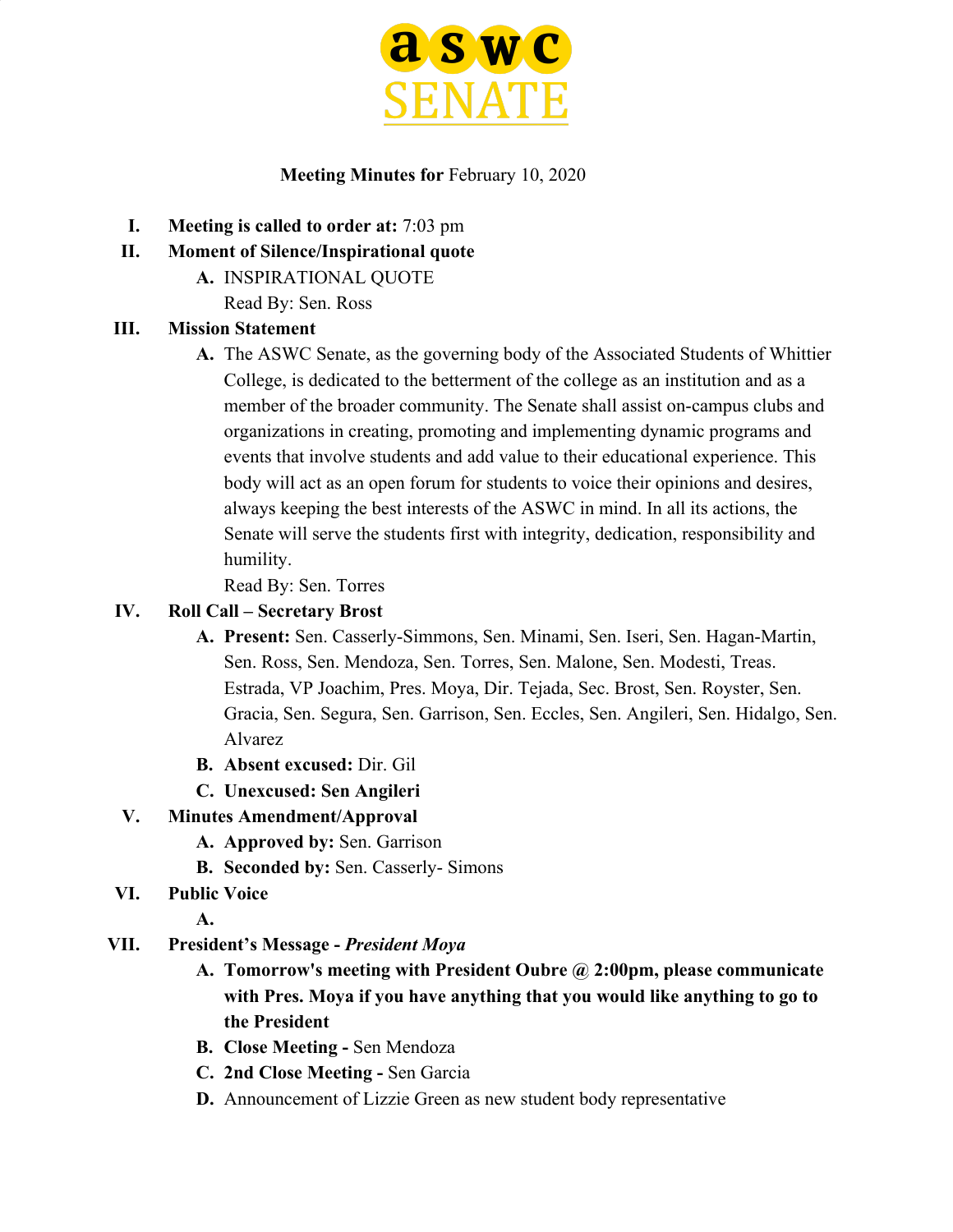**aswc SENATE**

**Meeting Minutes for** February 10, 2020

I. **Meeting is called to order at:** 7:03 pm
II. **Moment of Silence/Inspirational quote**
    A. INSPIRATIONAL QUOTE
       Read By: Sen. Ross
III. **Mission Statement**
    A. The ASWC Senate, as the governing body of the Associated Students of Whittier College, is dedicated to the betterment of the college as an institution and as a member of the broader community. The Senate shall assist on-campus clubs and organizations in creating, promoting and implementing dynamic programs and events that involve students and add value to their educational experience. This body will act as an open forum for students to voice their opinions and desires, always keeping the best interests of the ASWC in mind. In all its actions, the Senate will serve the students first with integrity, dedication, responsibility and humility.
       Read By: Sen. Torres
IV. **Roll Call – Secretary Brost**
    A. **Present:** Sen. Casserly-Simmons, Sen. Minami, Sen. Iseri, Sen. Hagan-Martin, Sen. Ross, Sen. Mendoza, Sen. Torres, Sen. Malone, Sen. Modesti, Treas. Estrada, VP Joachim, Pres. Moya, Dir. Tejada, Sec. Brost, Sen. Royster, Sen. Gracia, Sen. Segura, Sen. Garrison, Sen. Eccles, Sen. Angileri, Sen. Hidalgo, Sen. Alvarez
    B. **Absent excused:** Dir. Gil
    C. **Unexcused: Sen Angileri**
V. **Minutes Amendment/Approval**
    A. **Approved by:** Sen. Garrison
    B. **Seconded by:** Sen. Casserly- Simons
VI. **Public Voice**
    A.
VII. **President's Message -** ***President Moya***
    A. **Tomorrow's meeting with President Oubre @ 2:00pm, please communicate with Pres. Moya if you have anything that you would like anything to go to the President**
    B. **Close Meeting -** Sen Mendoza
    C. **2nd Close Meeting -** Sen Garcia
    D. Announcement of Lizzie Green as new student body representative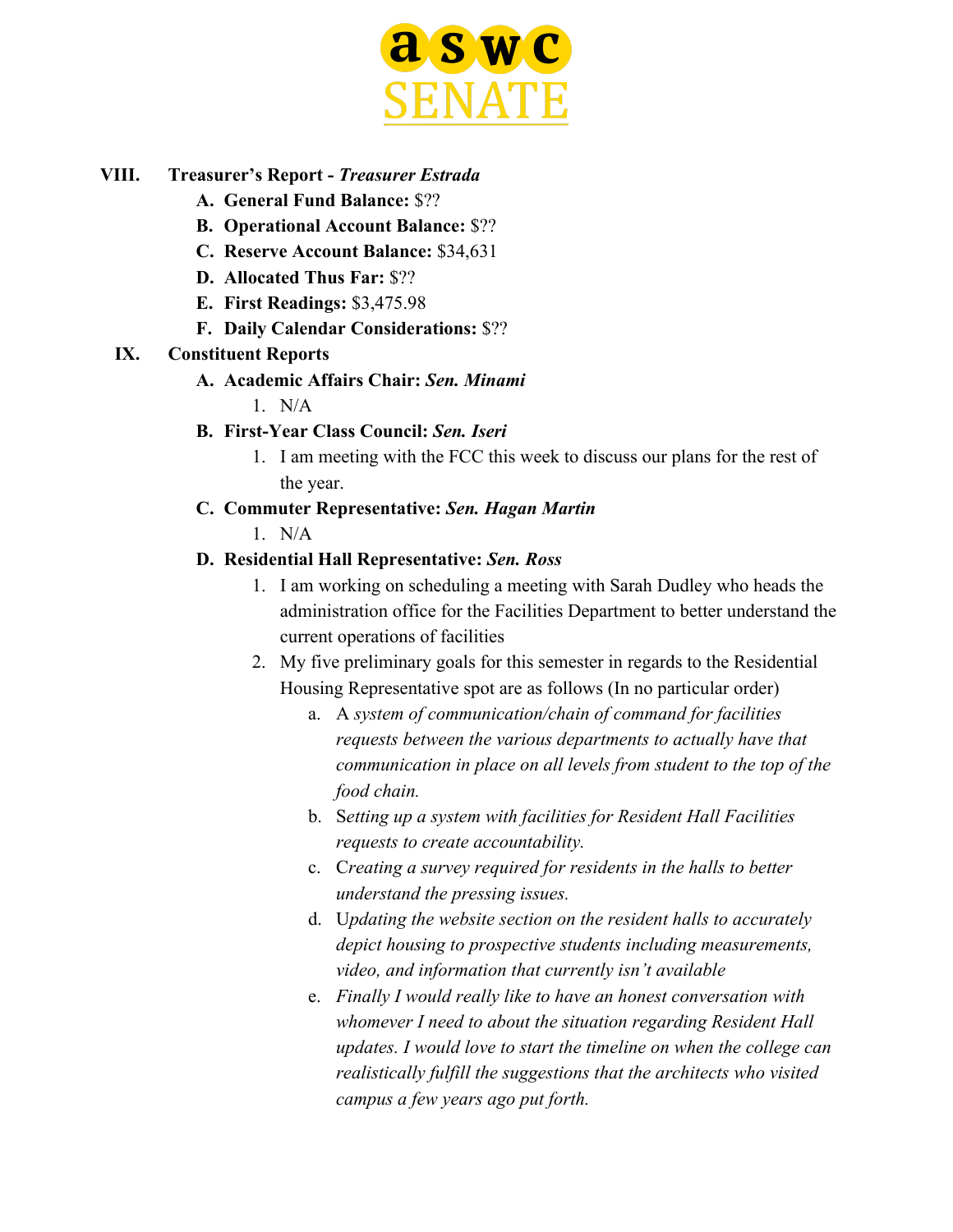**VIII. Treasurer's Report - *Treasurer Estrada***

- **A. General Fund Balance:** $??
- **B. Operational Account Balance:** $??
- **C. Reserve Account Balance:** $34,631
- **D. Allocated Thus Far:** $??
- **E. First Readings:** $3,475.98
- **F. Daily Calendar Considerations:** $??

**IX. Constituent Reports**

- **A. Academic Affairs Chair: *Sen. Minami***
  1. N/A
- **B. First-Year Class Council: *Sen. Iseri***
  1. I am meeting with the FCC this week to discuss our plans for the rest of the year.
- **C. Commuter Representative: *Sen. Hagan Martin***
  1. N/A
- **D. Residential Hall Representative: *Sen. Ross***
  1. I am working on scheduling a meeting with Sarah Dudley who heads the administration office for the Facilities Department to better understand the current operations of facilities
  2. My five preliminary goals for this semester in regards to the Residential Housing Representative spot are as follows (In no particular order)
     - a. A *system of communication/chain of command for facilities requests between the various departments to actually have that communication in place on all levels from student to the top of the food chain.*
     - b. S*etting up a system with facilities for Resident Hall Facilities requests to create accountability.*
     - c. C*reating a survey required for residents in the halls to better understand the pressing issues.*
     - d. U*pdating the website section on the resident halls to accurately depict housing to prospective students including measurements, video, and information that currently isn't available*
     - e. *Finally I would really like to have an honest conversation with whomever I need to about the situation regarding Resident Hall updates. I would love to start the timeline on when the college can realistically fulfill the suggestions that the architects who visited campus a few years ago put forth.*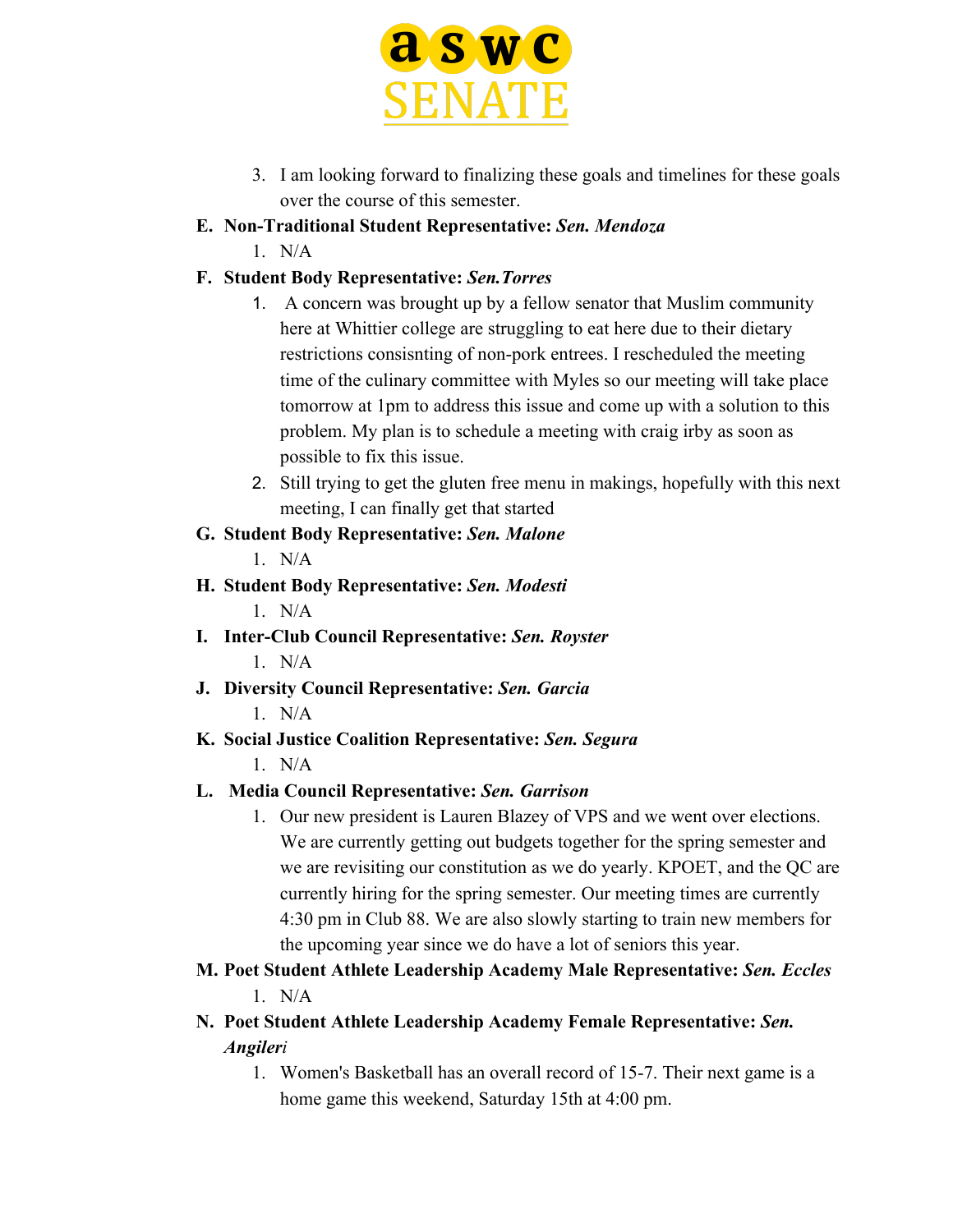3. I am looking forward to finalizing these goals and timelines for these goals over the course of this semester.

**E. Non-Traditional Student Representative:** ***Sen. Mendoza***

1. N/A

**F. Student Body Representative:** ***Sen.Torres***

1. A concern was brought up by a fellow senator that Muslim community here at Whittier college are struggling to eat here due to their dietary restrictions consisnting of non-pork entrees. I rescheduled the meeting time of the culinary committee with Myles so our meeting will take place tomorrow at 1pm to address this issue and come up with a solution to this problem. My plan is to schedule a meeting with craig irby as soon as possible to fix this issue.
2. Still trying to get the gluten free menu in makings, hopefully with this next meeting, I can finally get that started

**G. Student Body Representative:** ***Sen. Malone***

1. N/A

**H. Student Body Representative:** ***Sen. Modesti***

1. N/A

**I. Inter-Club Council Representative:** ***Sen. Royster***

1. N/A

**J. Diversity Council Representative:** ***Sen. Garcia***

1. N/A

**K. Social Justice Coalition Representative:** ***Sen. Segura***

1. N/A

**L. Media Council Representative:** ***Sen. Garrison***

1. Our new president is Lauren Blazey of VPS and we went over elections. We are currently getting out budgets together for the spring semester and we are revisiting our constitution as we do yearly. KPOET, and the QC are currently hiring for the spring semester. Our meeting times are currently 4:30 pm in Club 88. We are also slowly starting to train new members for the upcoming year since we do have a lot of seniors this year.

**M. Poet Student Athlete Leadership Academy Male Representative:** ***Sen. Eccles***

1. N/A

**N. Poet Student Athlete Leadership Academy Female Representative:** ***Sen. Angileri***

1. Women's Basketball has an overall record of 15-7. Their next game is a home game this weekend, Saturday 15th at 4:00 pm.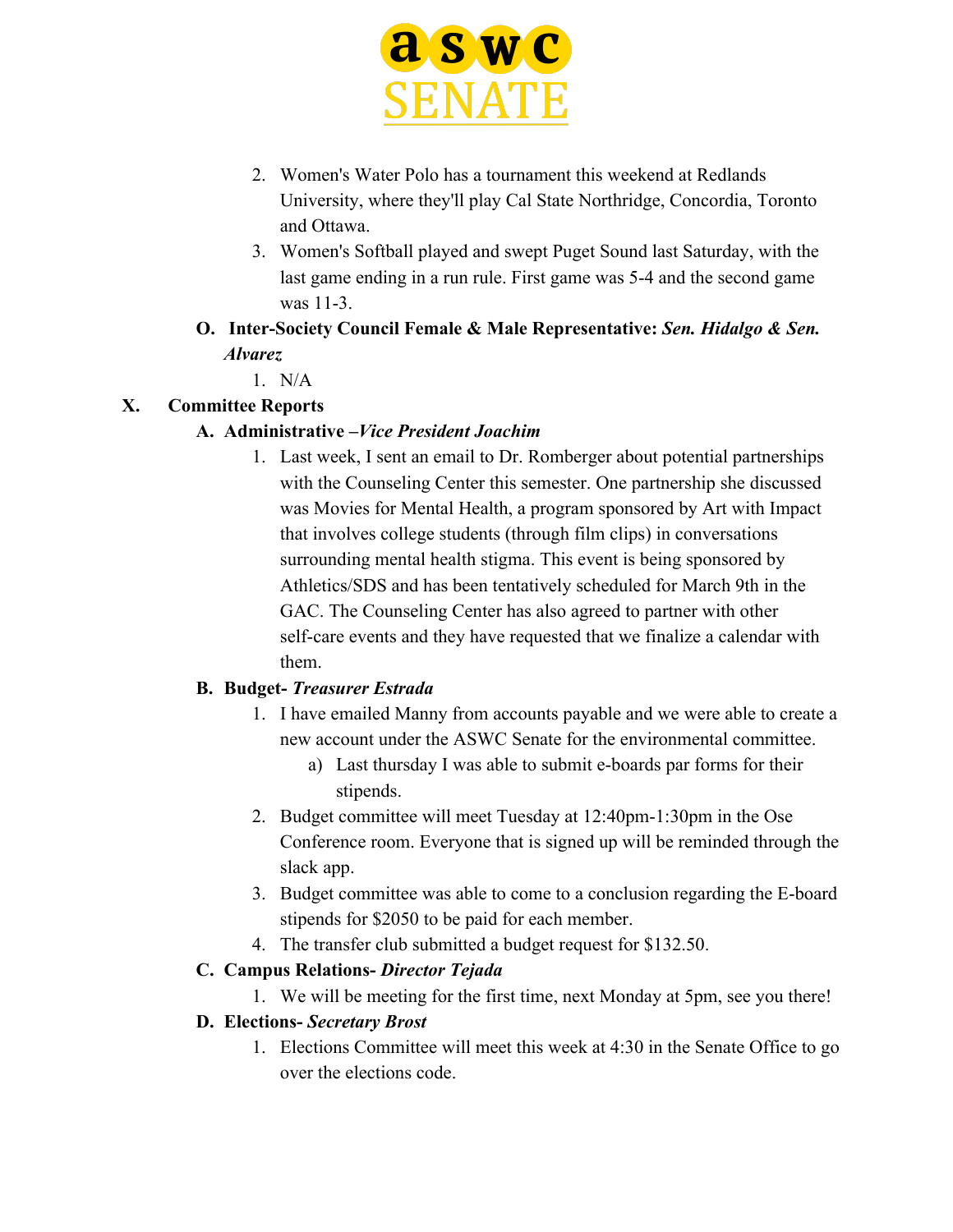2. Women's Water Polo has a tournament this weekend at Redlands University, where they'll play Cal State Northridge, Concordia, Toronto and Ottawa.
3. Women's Softball played and swept Puget Sound last Saturday, with the last game ending in a run rule. First game was 5-4 and the second game was 11-3.

**O. Inter-Society Council Female & Male Representative:** ***Sen. Hidalgo & Sen. Alvarez***

1. N/A

## X. Committee Reports

**A. Administrative –*Vice President Joachim***

1. Last week, I sent an email to Dr. Romberger about potential partnerships with the Counseling Center this semester. One partnership she discussed was Movies for Mental Health, a program sponsored by Art with Impact that involves college students (through film clips) in conversations surrounding mental health stigma. This event is being sponsored by Athletics/SDS and has been tentatively scheduled for March 9th in the GAC. The Counseling Center has also agreed to partner with other self-care events and they have requested that we finalize a calendar with them.

**B. Budget- *Treasurer Estrada***

1. I have emailed Manny from accounts payable and we were able to create a new account under the ASWC Senate for the environmental committee.
   a) Last thursday I was able to submit e-boards par forms for their stipends.
2. Budget committee will meet Tuesday at 12:40pm-1:30pm in the Ose Conference room. Everyone that is signed up will be reminded through the slack app.
3. Budget committee was able to come to a conclusion regarding the E-board stipends for $2050 to be paid for each member.
4. The transfer club submitted a budget request for $132.50.

**C. Campus Relations- *Director Tejada***

1. We will be meeting for the first time, next Monday at 5pm, see you there!

**D. Elections- *Secretary Brost***

1. Elections Committee will meet this week at 4:30 in the Senate Office to go over the elections code.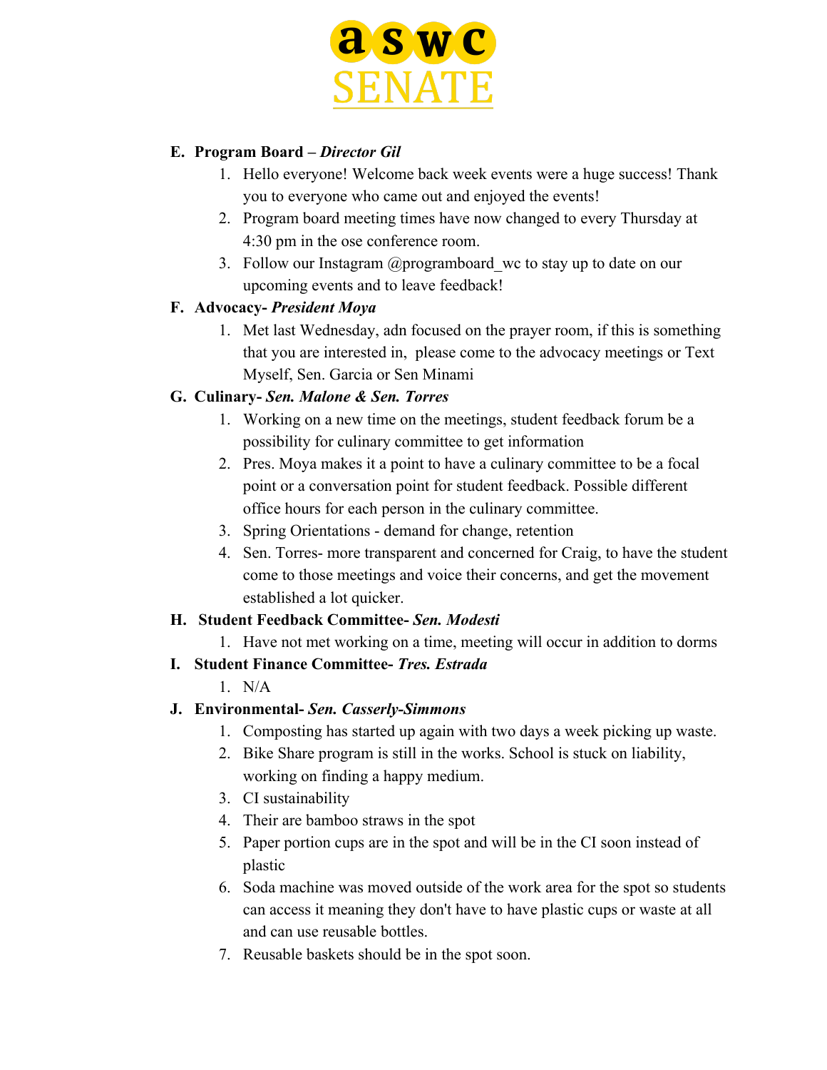E. **Program Board – *Director Gil***
   1. Hello everyone! Welcome back week events were a huge success! Thank you to everyone who came out and enjoyed the events!
   2. Program board meeting times have now changed to every Thursday at 4:30 pm in the ose conference room.
   3. Follow our Instagram @programboard_wc to stay up to date on our upcoming events and to leave feedback!

F. **Advocacy- *President Moya***
   1. Met last Wednesday, adn focused on the prayer room, if this is something that you are interested in, please come to the advocacy meetings or Text Myself, Sen. Garcia or Sen Minami

G. **Culinary- *Sen. Malone & Sen. Torres***
   1. Working on a new time on the meetings, student feedback forum be a possibility for culinary committee to get information
   2. Pres. Moya makes it a point to have a culinary committee to be a focal point or a conversation point for student feedback. Possible different office hours for each person in the culinary committee.
   3. Spring Orientations - demand for change, retention
   4. Sen. Torres- more transparent and concerned for Craig, to have the student come to those meetings and voice their concerns, and get the movement established a lot quicker.

H. **Student Feedback Committee- *Sen. Modesti***
   1. Have not met working on a time, meeting will occur in addition to dorms

I. **Student Finance Committee- *Tres. Estrada***
   1. N/A

J. **Environmental- *Sen. Casserly-Simmons***
   1. Composting has started up again with two days a week picking up waste.
   2. Bike Share program is still in the works. School is stuck on liability, working on finding a happy medium.
   3. CI sustainability
   4. Their are bamboo straws in the spot
   5. Paper portion cups are in the spot and will be in the CI soon instead of plastic
   6. Soda machine was moved outside of the work area for the spot so students can access it meaning they don't have to have plastic cups or waste at all and can use reusable bottles.
   7. Reusable baskets should be in the spot soon.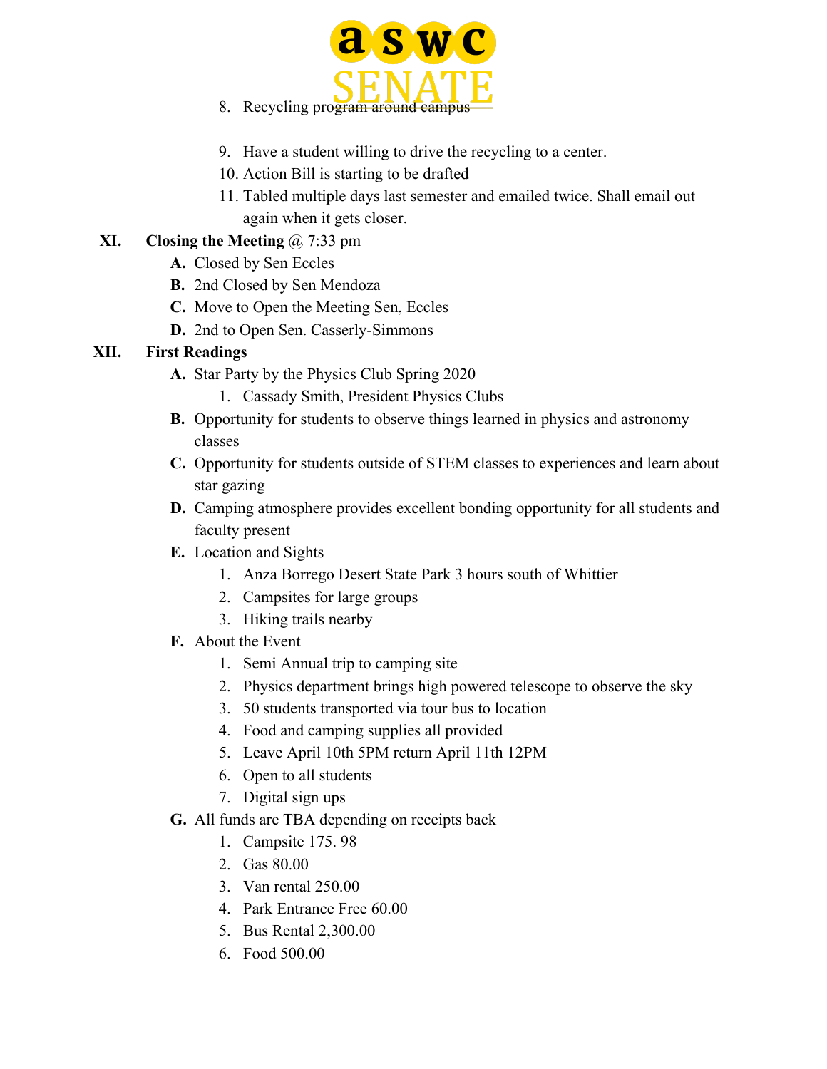8. Recycling program around campus
9. Have a student willing to drive the recycling to a center.
10. Action Bill is starting to be drafted
11. Tabled multiple days last semester and emailed twice. Shall email out again when it gets closer.

**XI. Closing the Meeting** @ 7:33 pm

- **A.** Closed by Sen Eccles
- **B.** 2nd Closed by Sen Mendoza
- **C.** Move to Open the Meeting Sen, Eccles
- **D.** 2nd to Open Sen. Casserly-Simmons

**XII. First Readings**

- **A.** Star Party by the Physics Club Spring 2020
  1. Cassady Smith, President Physics Clubs
- **B.** Opportunity for students to observe things learned in physics and astronomy classes
- **C.** Opportunity for students outside of STEM classes to experiences and learn about star gazing
- **D.** Camping atmosphere provides excellent bonding opportunity for all students and faculty present
- **E.** Location and Sights
  1. Anza Borrego Desert State Park 3 hours south of Whittier
  2. Campsites for large groups
  3. Hiking trails nearby
- **F.** About the Event
  1. Semi Annual trip to camping site
  2. Physics department brings high powered telescope to observe the sky
  3. 50 students transported via tour bus to location
  4. Food and camping supplies all provided
  5. Leave April 10th 5PM return April 11th 12PM
  6. Open to all students
  7. Digital sign ups
- **G.** All funds are TBA depending on receipts back
  1. Campsite 175. 98
  2. Gas 80.00
  3. Van rental 250.00
  4. Park Entrance Free 60.00
  5. Bus Rental 2,300.00
  6. Food 500.00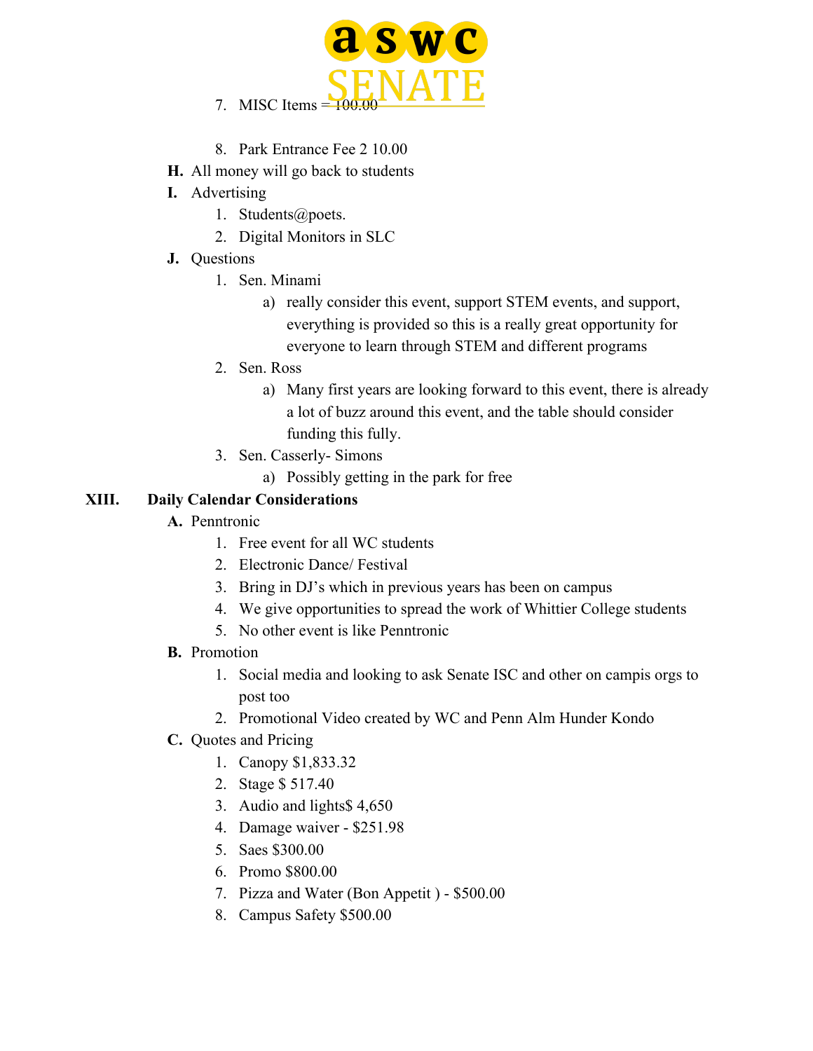7. MISC Items = 100.00
8. Park Entrance Fee 2 10.00

H. All money will go back to students

I. Advertising
1. Students@poets.
2. Digital Monitors in SLC

J. Questions
1. Sen. Minami
    a) really consider this event, support STEM events, and support, everything is provided so this is a really great opportunity for everyone to learn through STEM and different programs
2. Sen. Ross
    a) Many first years are looking forward to this event, there is already a lot of buzz around this event, and the table should consider funding this fully.
3. Sen. Casserly- Simons
    a) Possibly getting in the park for free

## XIII. Daily Calendar Considerations

A. Penntronic
1. Free event for all WC students
2. Electronic Dance/ Festival
3. Bring in DJ's which in previous years has been on campus
4. We give opportunities to spread the work of Whittier College students
5. No other event is like Penntronic

B. Promotion
1. Social media and looking to ask Senate ISC and other on campis orgs to post too
2. Promotional Video created by WC and Penn Alm Hunder Kondo

C. Quotes and Pricing
1. Canopy $1,833.32
2. Stage $ 517.40
3. Audio and lights$ 4,650
4. Damage waiver - $251.98
5. Saes $300.00
6. Promo $800.00
7. Pizza and Water (Bon Appetit ) - $500.00
8. Campus Safety $500.00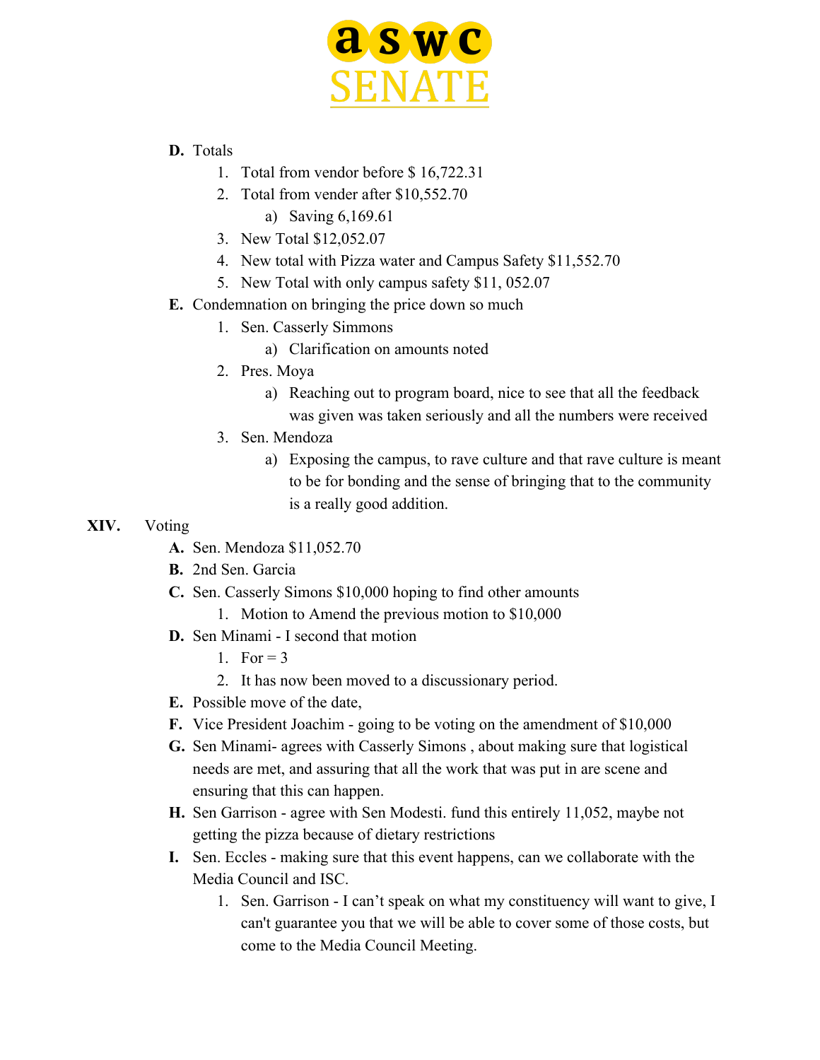D. Totals
   1. Total from vendor before $ 16,722.31
   2. Total from vender after $10,552.70
      a) Saving 6,169.61
   3. New Total $12,052.07
   4. New total with Pizza water and Campus Safety $11,552.70
   5. New Total with only campus safety $11, 052.07

E. Condemnation on bringing the price down so much
   1. Sen. Casserly Simmons
      a) Clarification on amounts noted
   2. Pres. Moya
      a) Reaching out to program board, nice to see that all the feedback was given was taken seriously and all the numbers were received
   3. Sen. Mendoza
      a) Exposing the campus, to rave culture and that rave culture is meant to be for bonding and the sense of bringing that to the community is a really good addition.

XIV. Voting

A. Sen. Mendoza $11,052.70

B. 2nd Sen. Garcia

C. Sen. Casserly Simons $10,000 hoping to find other amounts
   1. Motion to Amend the previous motion to $10,000

D. Sen Minami - I second that motion
   1. For = 3
   2. It has now been moved to a discussionary period.

E. Possible move of the date,

F. Vice President Joachim - going to be voting on the amendment of $10,000

G. Sen Minami- agrees with Casserly Simons , about making sure that logistical needs are met, and assuring that all the work that was put in are scene and ensuring that this can happen.

H. Sen Garrison - agree with Sen Modesti. fund this entirely 11,052, maybe not getting the pizza because of dietary restrictions

I. Sen. Eccles - making sure that this event happens, can we collaborate with the Media Council and ISC.
   1. Sen. Garrison - I can't speak on what my constituency will want to give, I can't guarantee you that we will be able to cover some of those costs, but come to the Media Council Meeting.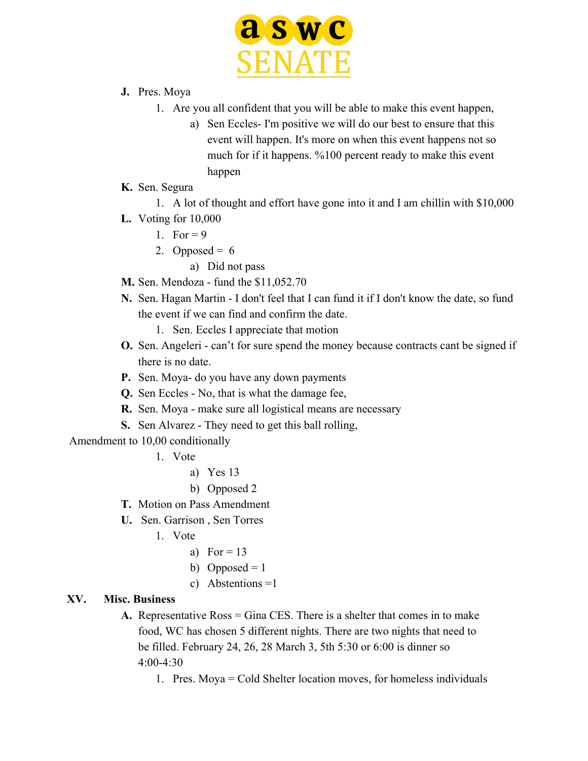J. Pres. Moya
   1. Are you all confident that you will be able to make this event happen,
      a) Sen Eccles- I'm positive we will do our best to ensure that this event will happen. It's more on when this event happens not so much for if it happens. %100 percent ready to make this event happen
K. Sen. Segura
   1. A lot of thought and effort have gone into it and I am chillin with $10,000
L. Voting for 10,000
   1. For = 9
   2. Opposed = 6
      a) Did not pass
M. Sen. Mendoza - fund the $11,052.70
N. Sen. Hagan Martin - I don't feel that I can fund it if I don't know the date, so fund the event if we can find and confirm the date.
   1. Sen. Eccles I appreciate that motion
O. Sen. Angeleri - can't for sure spend the money because contracts cant be signed if there is no date.
P. Sen. Moya- do you have any down payments
Q. Sen Eccles - No, that is what the damage fee,
R. Sen. Moya - make sure all logistical means are necessary
S. Sen Alvarez - They need to get this ball rolling,

Amendment to 10,00 conditionally
   1. Vote
      a) Yes 13
      b) Opposed 2

T. Motion on Pass Amendment
U. Sen. Garrison , Sen Torres
   1. Vote
      a) For = 13
      b) Opposed = 1
      c) Abstentions =1

## XV. Misc. Business

A. Representative Ross = Gina CES. There is a shelter that comes in to make food, WC has chosen 5 different nights. There are two nights that need to be filled. February 24, 26, 28 March 3, 5th 5:30 or 6:00 is dinner so 4:00-4:30
   1. Pres. Moya = Cold Shelter location moves, for homeless individuals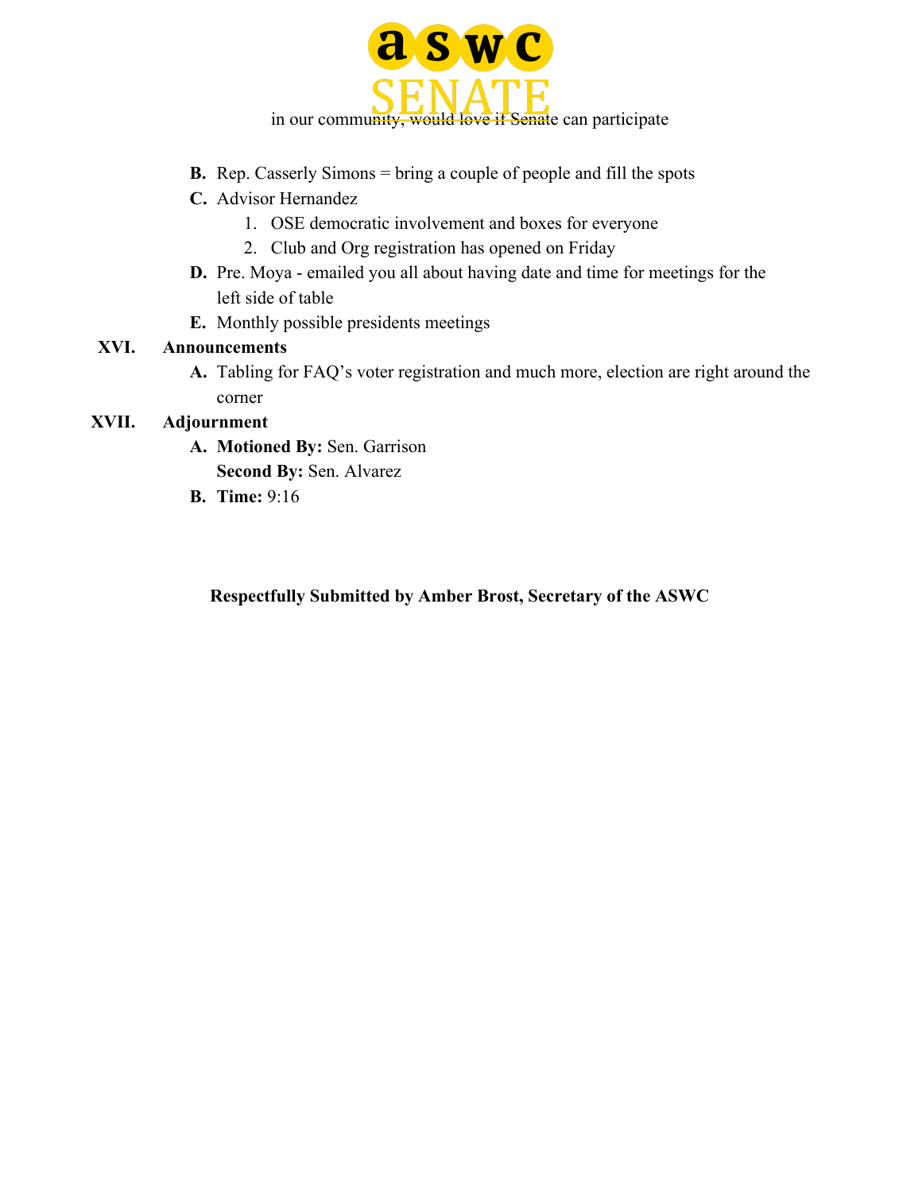in our community, would love if Senate can participate

B. Rep. Casserly Simons = bring a couple of people and fill the spots

C. Advisor Hernandez

1. OSE democratic involvement and boxes for everyone
2. Club and Org registration has opened on Friday

D. Pre. Moya - emailed you all about having date and time for meetings for the left side of table

E. Monthly possible presidents meetings

**XVI. Announcements**

A. Tabling for FAQ's voter registration and much more, election are right around the corner

**XVII. Adjournment**

A. **Motioned By:** Sen. Garrison
**Second By:** Sen. Alvarez

B. **Time:** 9:16

**Respectfully Submitted by Amber Brost, Secretary of the ASWC**